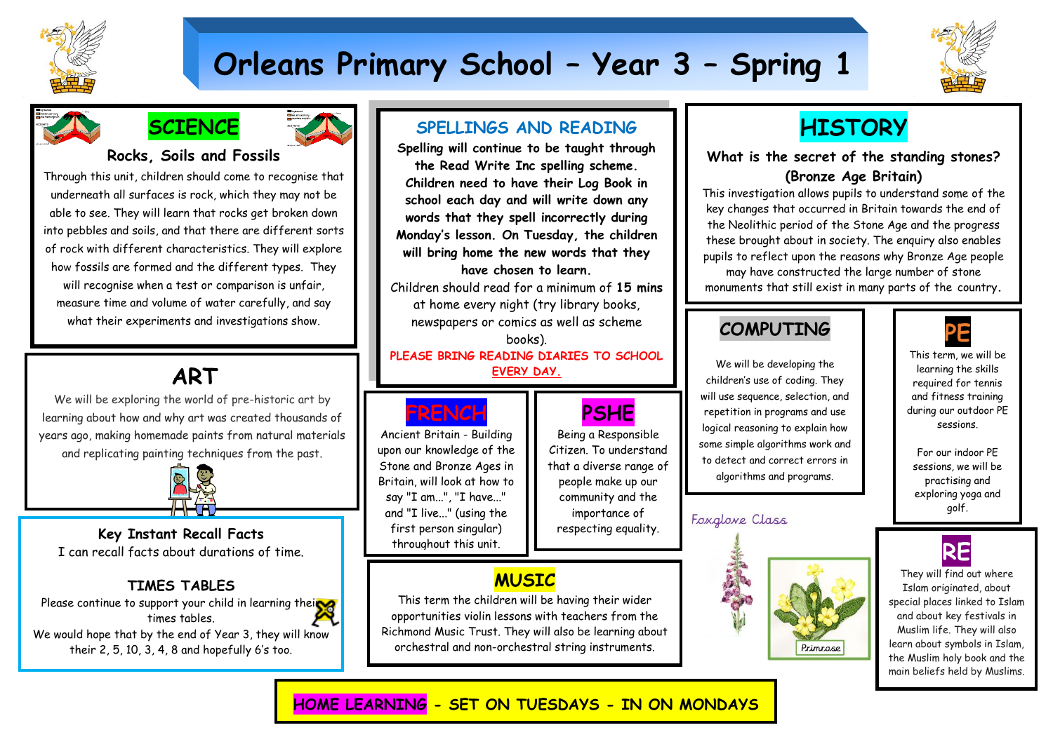# Orleans Primary School – Year 3 – Spring 1

## SCIENCE

### Rocks, Soils and Fossils

Through this unit, children should come to recognise that underneath all surfaces is rock, which they may not be able to see. They will learn that rocks get broken down into pebbles and soils, and that there are different sorts of rock with different characteristics. They will explore how fossils are formed and the different types. They will recognise when a test or comparison is unfair, measure time and volume of water carefully, and say what their experiments and investigations show.

## ART

We will be exploring the world of pre-historic art by learning about how and why art was created thousands of years ago, making homemade paints from natural materials and replicating painting techniques from the past.

## Key Instant Recall Facts

I can recall facts about durations of time.

## TIMES TABLES

Please continue to support your child in learning their times tables.

We would hope that by the end of Year 3, they will know their 2, 5, 10, 3, 4, 8 and hopefully 6's too.

## SPELLINGS AND READING

**Spelling will continue to be taught through the Read Write Inc spelling scheme. Children need to have their Log Book in school each day and will write down any words that they spell incorrectly during Monday's lesson. On Tuesday, the children will bring home the new words that they have chosen to learn.**

Children should read for a minimum of **15** mins at home every night (try library books, newspapers or comics as well as scheme books).

PLEASE BRING READING DIARIES TO SCHOOL EVERY DAY.

## FRENCH

Ancient Britain - Building upon our knowledge of the Stone and Bronze Ages in Britain, will look at how to say "I am...", "I have..." and "I live..." (using the first person singular) throughout this unit.

## PSHE

Being a Responsible Citizen. To understand that a diverse range of people make up our community and the importance of respecting equality.

## MUSIC

This term the children will be having their wider opportunities violin lessons with teachers from the Richmond Music Trust. They will also be learning about orchestral and non-orchestral string instruments.

## HISTORY

### What is the secret of the standing stones? (Bronze Age Britain)

This investigation allows pupils to understand some of the key changes that occurred in Britain towards the end of the Neolithic period of the Stone Age and the progress these brought about in society. The enquiry also enables pupils to reflect upon the reasons why Bronze Age people may have constructed the large number of stone monuments that still exist in many parts of the country.

## COMPUTING

We will be developing the children's use of coding. They will use sequence, selection, and repetition in programs and use logical reasoning to explain how some simple algorithms work and to detect and correct errors in algorithms and programs.

## PE

This term, we will be learning the skills required for tennis and fitness training during our outdoor PE sessions.

For our indoor PE sessions, we will be practising and exploring yoga and golf.

Foxglove Class

Primrose

## RE

They will find out where Islam originated, about special places linked to Islam and about key festivals in Muslim life. They will also learn about symbols in Islam, the Muslim holy book and the main beliefs held by Muslims.

**HOME LEARNING - SET ON TUESDAYS - IN ON MONDAYS**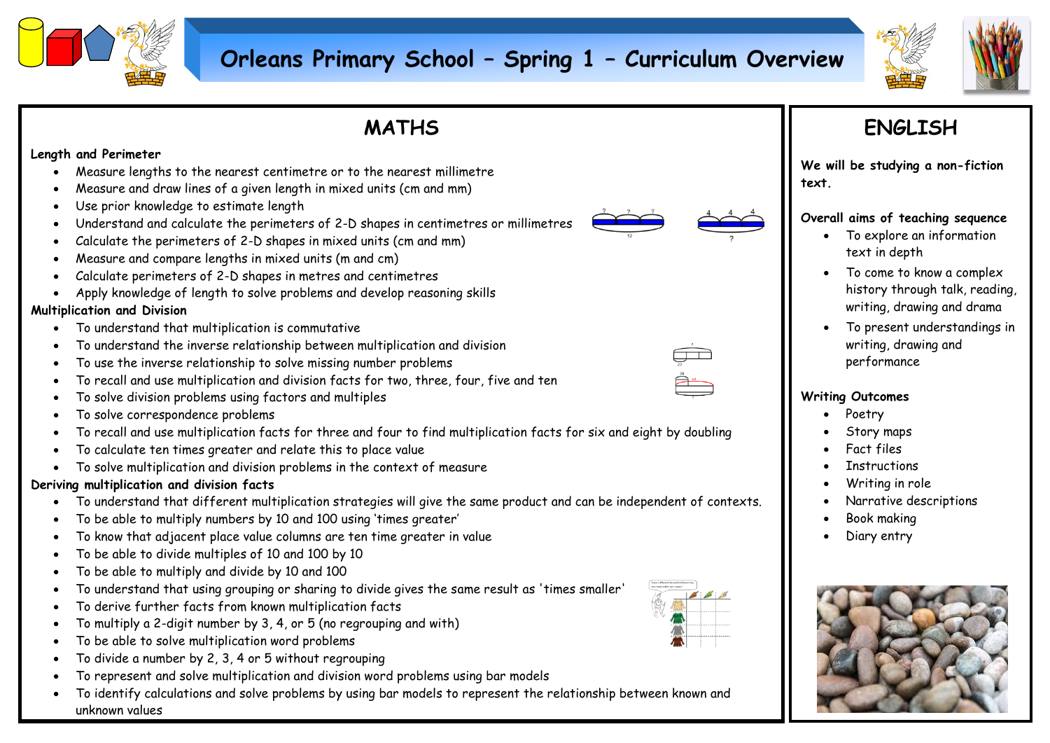# Orleans Primary School – Spring 1 – Curriculum Overview

## MATHS

**Length and Perimeter**

- Measure lengths to the nearest centimetre or to the nearest millimetre
- Measure and draw lines of a given length in mixed units (cm and mm)
- Use prior knowledge to estimate length
- Understand and calculate the perimeters of 2-D shapes in centimetres or millimetres
- Calculate the perimeters of 2-D shapes in mixed units (cm and mm)
- Measure and compare lengths in mixed units (m and cm)
- Calculate perimeters of 2-D shapes in metres and centimetres
- Apply knowledge of length to solve problems and develop reasoning skills

**Multiplication and Division**

- To understand that multiplication is commutative
- To understand the inverse relationship between multiplication and division
- To use the inverse relationship to solve missing number problems
- To recall and use multiplication and division facts for two, three, four, five and ten
- To solve division problems using factors and multiples
- To solve correspondence problems
- To recall and use multiplication facts for three and four to find multiplication facts for six and eight by doubling
- To calculate ten times greater and relate this to place value
- To solve multiplication and division problems in the context of measure

**Deriving multiplication and division facts**

- To understand that different multiplication strategies will give the same product and can be independent of contexts.
- To be able to multiply numbers by 10 and 100 using 'times greater'
- To know that adjacent place value columns are ten time greater in value
- To be able to divide multiples of 10 and 100 by 10
- To be able to multiply and divide by 10 and 100
- To understand that using grouping or sharing to divide gives the same result as 'times smaller'
- To derive further facts from known multiplication facts
- To multiply a 2-digit number by 3, 4, or 5 (no regrouping and with)
- To be able to solve multiplication word problems
- To divide a number by 2, 3, 4 or 5 without regrouping
- To represent and solve multiplication and division word problems using bar models
- To identify calculations and solve problems by using bar models to represent the relationship between known and unknown values

## ENGLISH

**We will be studying a non-fiction text.**

**Overall aims of teaching sequence**

- To explore an information text in depth
- To come to know a complex history through talk, reading, writing, drawing and drama
- To present understandings in writing, drawing and performance

**Writing Outcomes**

- Poetry
- Story maps
- Fact files
- Instructions
- Writing in role
- Narrative descriptions
- Book making
- Diary entry